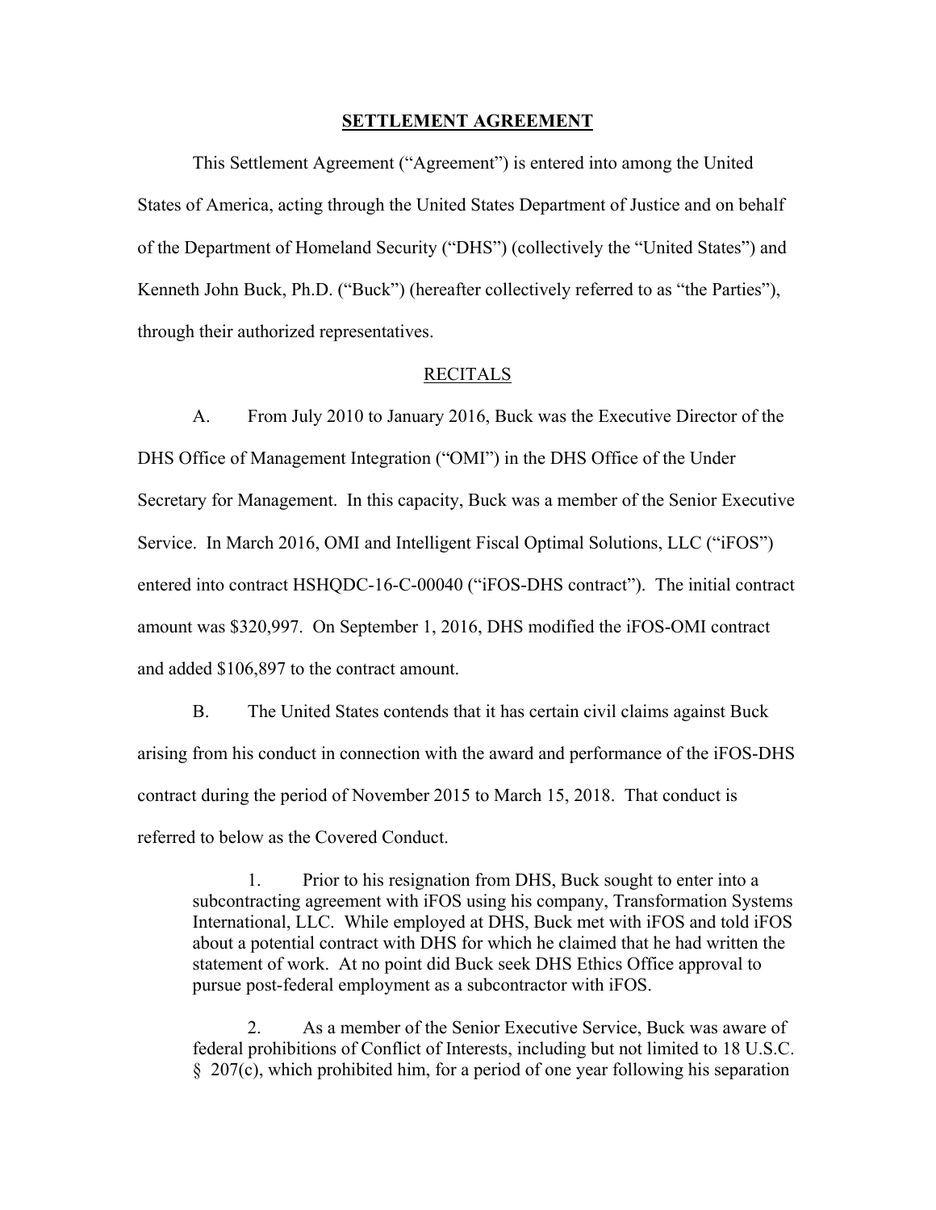# SETTLEMENT AGREEMENT

This Settlement Agreement ("Agreement") is entered into among the United States of America, acting through the United States Department of Justice and on behalf of the Department of Homeland Security ("DHS") (collectively the "United States") and Kenneth John Buck, Ph.D. ("Buck") (hereafter collectively referred to as "the Parties"), through their authorized representatives.

## RECITALS

A. From July 2010 to January 2016, Buck was the Executive Director of the DHS Office of Management Integration ("OMI") in the DHS Office of the Under Secretary for Management. In this capacity, Buck was a member of the Senior Executive Service. In March 2016, OMI and Intelligent Fiscal Optimal Solutions, LLC ("iFOS") entered into contract HSHQDC-16-C-00040 ("iFOS-DHS contract"). The initial contract amount was $320,997. On September 1, 2016, DHS modified the iFOS-OMI contract and added $106,897 to the contract amount.

B. The United States contends that it has certain civil claims against Buck arising from his conduct in connection with the award and performance of the iFOS-DHS contract during the period of November 2015 to March 15, 2018. That conduct is referred to below as the Covered Conduct.

> 1. Prior to his resignation from DHS, Buck sought to enter into a subcontracting agreement with iFOS using his company, Transformation Systems International, LLC. While employed at DHS, Buck met with iFOS and told iFOS about a potential contract with DHS for which he claimed that he had written the statement of work. At no point did Buck seek DHS Ethics Office approval to pursue post-federal employment as a subcontractor with iFOS.
>
> 2. As a member of the Senior Executive Service, Buck was aware of federal prohibitions of Conflict of Interests, including but not limited to 18 U.S.C. § 207(c), which prohibited him, for a period of one year following his separation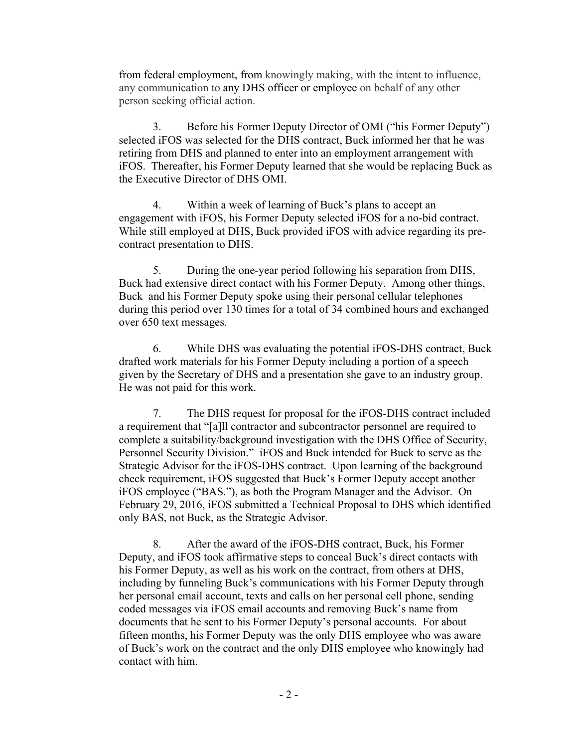from federal employment, from knowingly making, with the intent to influence, any communication to any DHS officer or employee on behalf of any other person seeking official action.

3. Before his Former Deputy Director of OMI ("his Former Deputy") selected iFOS was selected for the DHS contract, Buck informed her that he was retiring from DHS and planned to enter into an employment arrangement with iFOS. Thereafter, his Former Deputy learned that she would be replacing Buck as the Executive Director of DHS OMI.

4. Within a week of learning of Buck's plans to accept an engagement with iFOS, his Former Deputy selected iFOS for a no-bid contract. While still employed at DHS, Buck provided iFOS with advice regarding its pre-contract presentation to DHS.

5. During the one-year period following his separation from DHS, Buck had extensive direct contact with his Former Deputy. Among other things, Buck and his Former Deputy spoke using their personal cellular telephones during this period over 130 times for a total of 34 combined hours and exchanged over 650 text messages.

6. While DHS was evaluating the potential iFOS-DHS contract, Buck drafted work materials for his Former Deputy including a portion of a speech given by the Secretary of DHS and a presentation she gave to an industry group. He was not paid for this work.

7. The DHS request for proposal for the iFOS-DHS contract included a requirement that "[a]ll contractor and subcontractor personnel are required to complete a suitability/background investigation with the DHS Office of Security, Personnel Security Division." iFOS and Buck intended for Buck to serve as the Strategic Advisor for the iFOS-DHS contract. Upon learning of the background check requirement, iFOS suggested that Buck's Former Deputy accept another iFOS employee ("BAS."), as both the Program Manager and the Advisor. On February 29, 2016, iFOS submitted a Technical Proposal to DHS which identified only BAS, not Buck, as the Strategic Advisor.

8. After the award of the iFOS-DHS contract, Buck, his Former Deputy, and iFOS took affirmative steps to conceal Buck's direct contacts with his Former Deputy, as well as his work on the contract, from others at DHS, including by funneling Buck's communications with his Former Deputy through her personal email account, texts and calls on her personal cell phone, sending coded messages via iFOS email accounts and removing Buck's name from documents that he sent to his Former Deputy's personal accounts. For about fifteen months, his Former Deputy was the only DHS employee who was aware of Buck's work on the contract and the only DHS employee who knowingly had contact with him.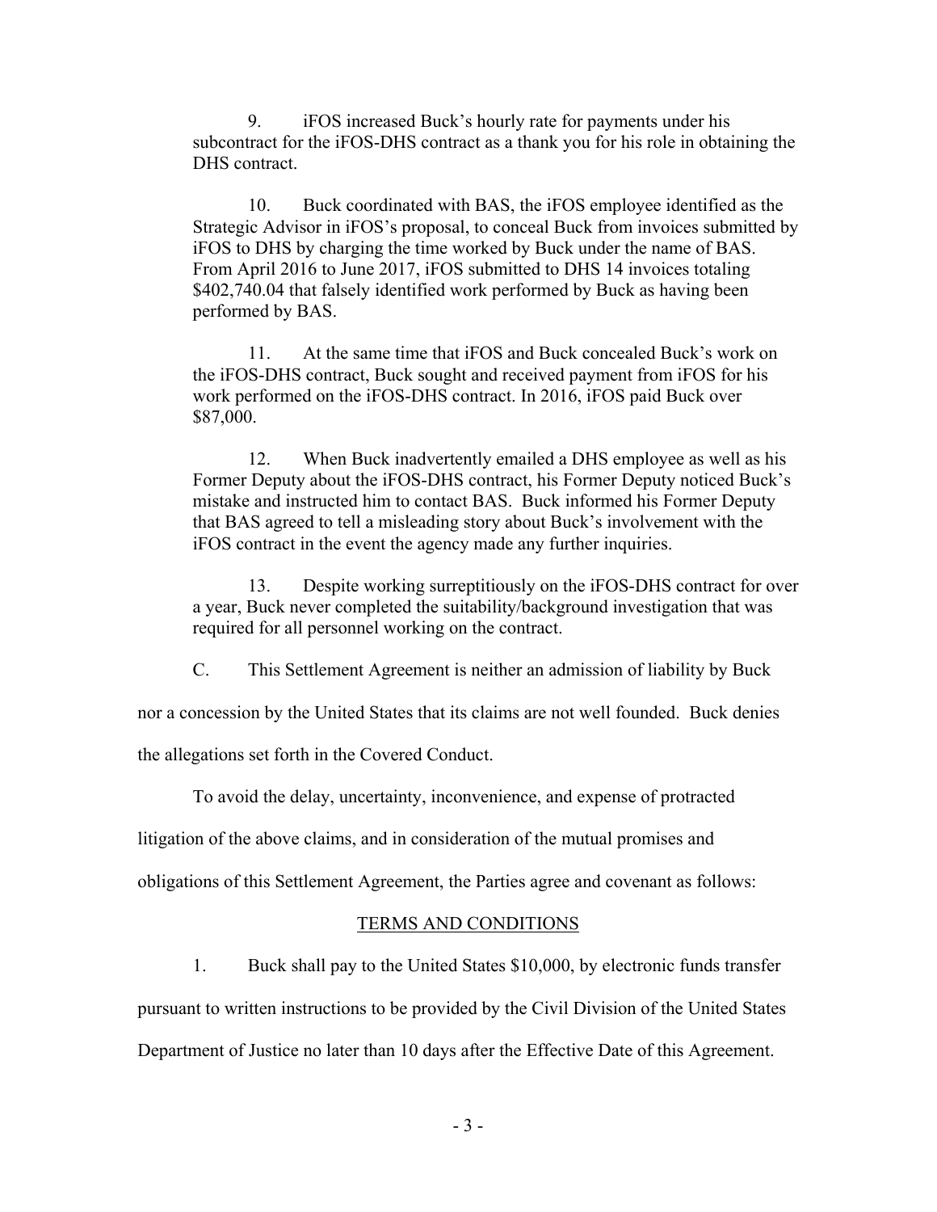9. iFOS increased Buck's hourly rate for payments under his subcontract for the iFOS-DHS contract as a thank you for his role in obtaining the DHS contract.

10. Buck coordinated with BAS, the iFOS employee identified as the Strategic Advisor in iFOS's proposal, to conceal Buck from invoices submitted by iFOS to DHS by charging the time worked by Buck under the name of BAS. From April 2016 to June 2017, iFOS submitted to DHS 14 invoices totaling $402,740.04 that falsely identified work performed by Buck as having been performed by BAS.

11. At the same time that iFOS and Buck concealed Buck's work on the iFOS-DHS contract, Buck sought and received payment from iFOS for his work performed on the iFOS-DHS contract. In 2016, iFOS paid Buck over $87,000.

12. When Buck inadvertently emailed a DHS employee as well as his Former Deputy about the iFOS-DHS contract, his Former Deputy noticed Buck's mistake and instructed him to contact BAS. Buck informed his Former Deputy that BAS agreed to tell a misleading story about Buck's involvement with the iFOS contract in the event the agency made any further inquiries.

13. Despite working surreptitiously on the iFOS-DHS contract for over a year, Buck never completed the suitability/background investigation that was required for all personnel working on the contract.

C. This Settlement Agreement is neither an admission of liability by Buck nor a concession by the United States that its claims are not well founded. Buck denies the allegations set forth in the Covered Conduct.

To avoid the delay, uncertainty, inconvenience, and expense of protracted litigation of the above claims, and in consideration of the mutual promises and obligations of this Settlement Agreement, the Parties agree and covenant as follows:

## TERMS AND CONDITIONS

1. Buck shall pay to the United States $10,000, by electronic funds transfer pursuant to written instructions to be provided by the Civil Division of the United States Department of Justice no later than 10 days after the Effective Date of this Agreement.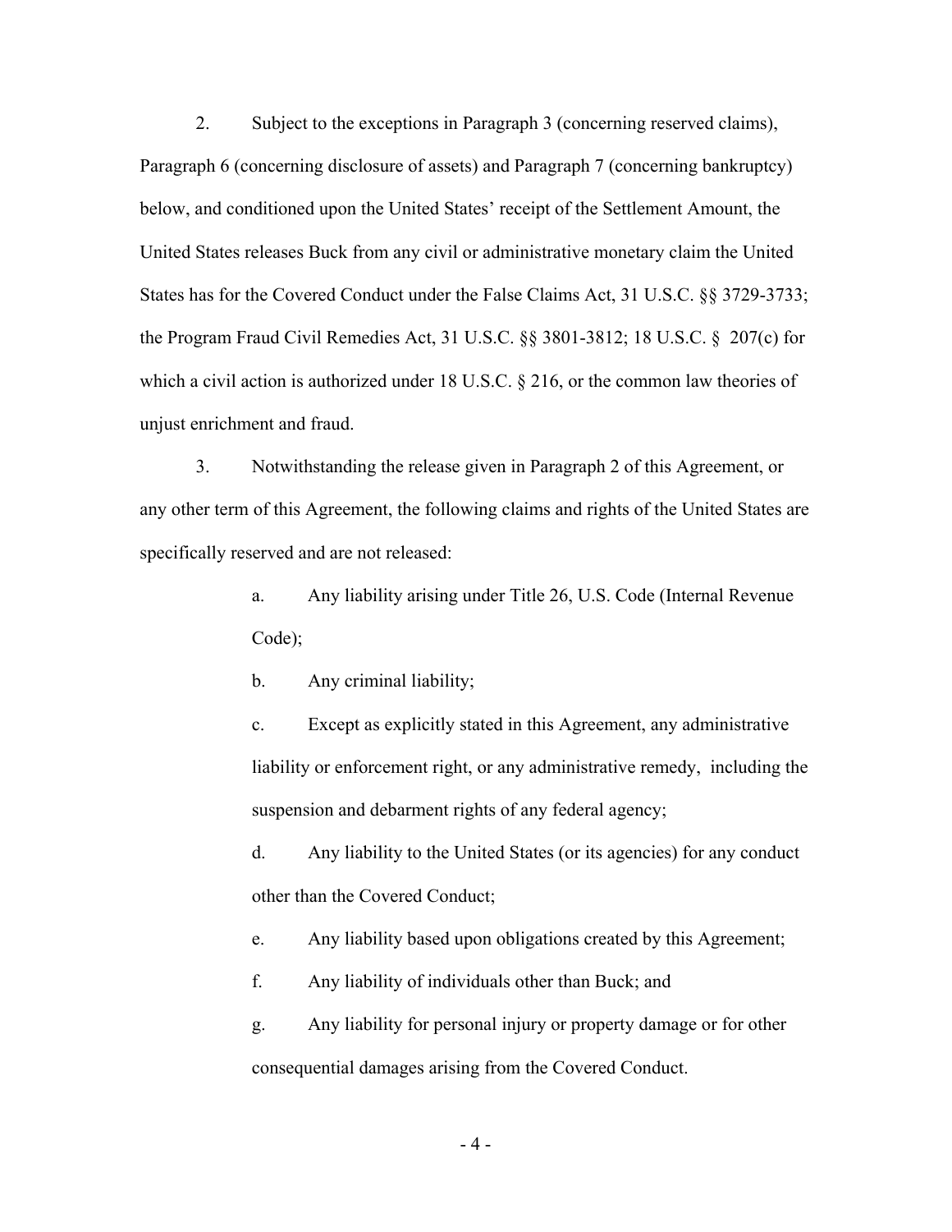2. Subject to the exceptions in Paragraph 3 (concerning reserved claims), Paragraph 6 (concerning disclosure of assets) and Paragraph 7 (concerning bankruptcy) below, and conditioned upon the United States' receipt of the Settlement Amount, the United States releases Buck from any civil or administrative monetary claim the United States has for the Covered Conduct under the False Claims Act, 31 U.S.C. §§ 3729-3733; the Program Fraud Civil Remedies Act, 31 U.S.C. §§ 3801-3812; 18 U.S.C. § 207(c) for which a civil action is authorized under 18 U.S.C. § 216, or the common law theories of unjust enrichment and fraud.

3. Notwithstanding the release given in Paragraph 2 of this Agreement, or any other term of this Agreement, the following claims and rights of the United States are specifically reserved and are not released:

a. Any liability arising under Title 26, U.S. Code (Internal Revenue Code);

b. Any criminal liability;

c. Except as explicitly stated in this Agreement, any administrative liability or enforcement right, or any administrative remedy, including the suspension and debarment rights of any federal agency;

d. Any liability to the United States (or its agencies) for any conduct other than the Covered Conduct;

e. Any liability based upon obligations created by this Agreement;

f. Any liability of individuals other than Buck; and

g. Any liability for personal injury or property damage or for other consequential damages arising from the Covered Conduct.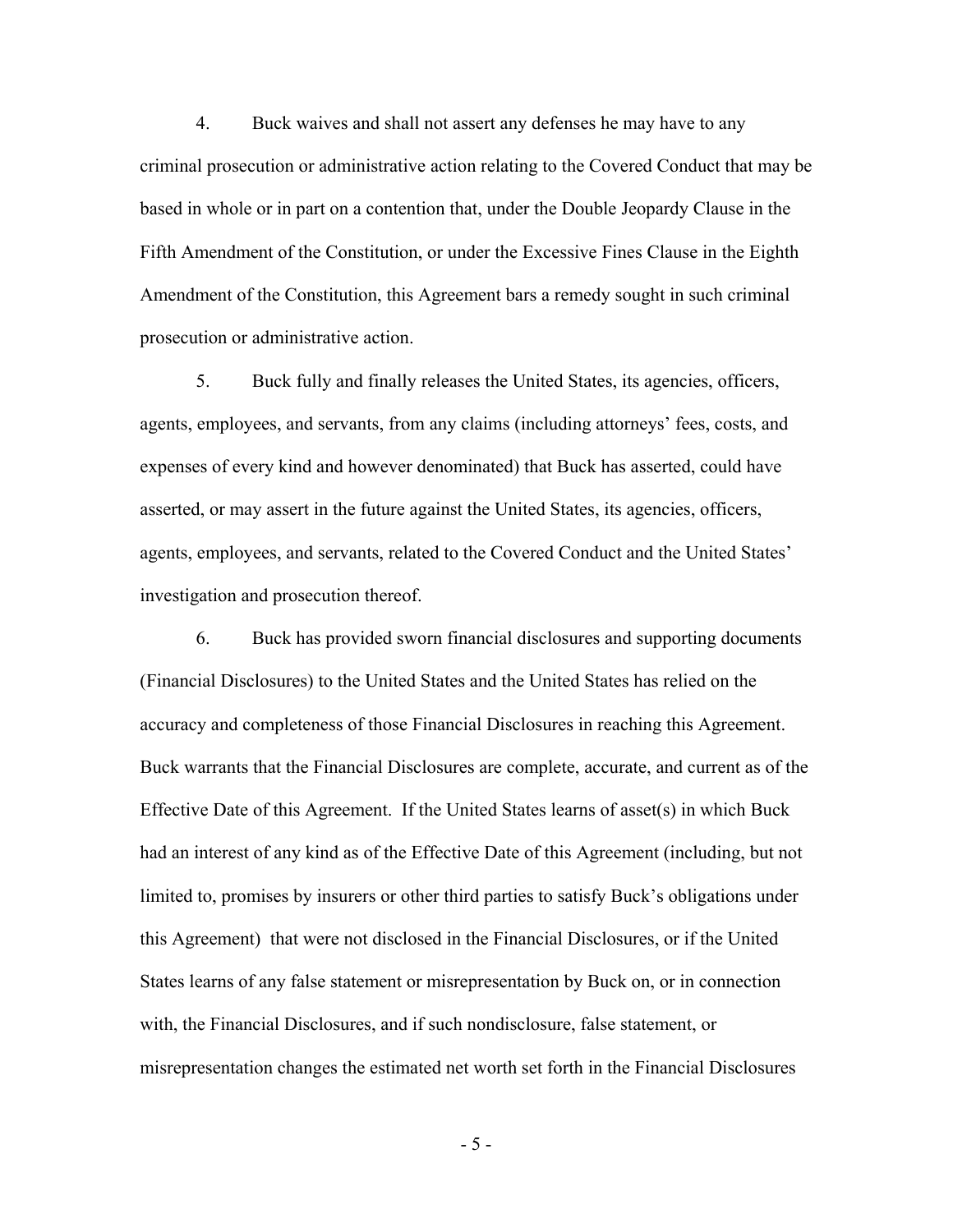4. Buck waives and shall not assert any defenses he may have to any criminal prosecution or administrative action relating to the Covered Conduct that may be based in whole or in part on a contention that, under the Double Jeopardy Clause in the Fifth Amendment of the Constitution, or under the Excessive Fines Clause in the Eighth Amendment of the Constitution, this Agreement bars a remedy sought in such criminal prosecution or administrative action.

5. Buck fully and finally releases the United States, its agencies, officers, agents, employees, and servants, from any claims (including attorneys' fees, costs, and expenses of every kind and however denominated) that Buck has asserted, could have asserted, or may assert in the future against the United States, its agencies, officers, agents, employees, and servants, related to the Covered Conduct and the United States' investigation and prosecution thereof.

6. Buck has provided sworn financial disclosures and supporting documents (Financial Disclosures) to the United States and the United States has relied on the accuracy and completeness of those Financial Disclosures in reaching this Agreement. Buck warrants that the Financial Disclosures are complete, accurate, and current as of the Effective Date of this Agreement. If the United States learns of asset(s) in which Buck had an interest of any kind as of the Effective Date of this Agreement (including, but not limited to, promises by insurers or other third parties to satisfy Buck's obligations under this Agreement) that were not disclosed in the Financial Disclosures, or if the United States learns of any false statement or misrepresentation by Buck on, or in connection with, the Financial Disclosures, and if such nondisclosure, false statement, or misrepresentation changes the estimated net worth set forth in the Financial Disclosures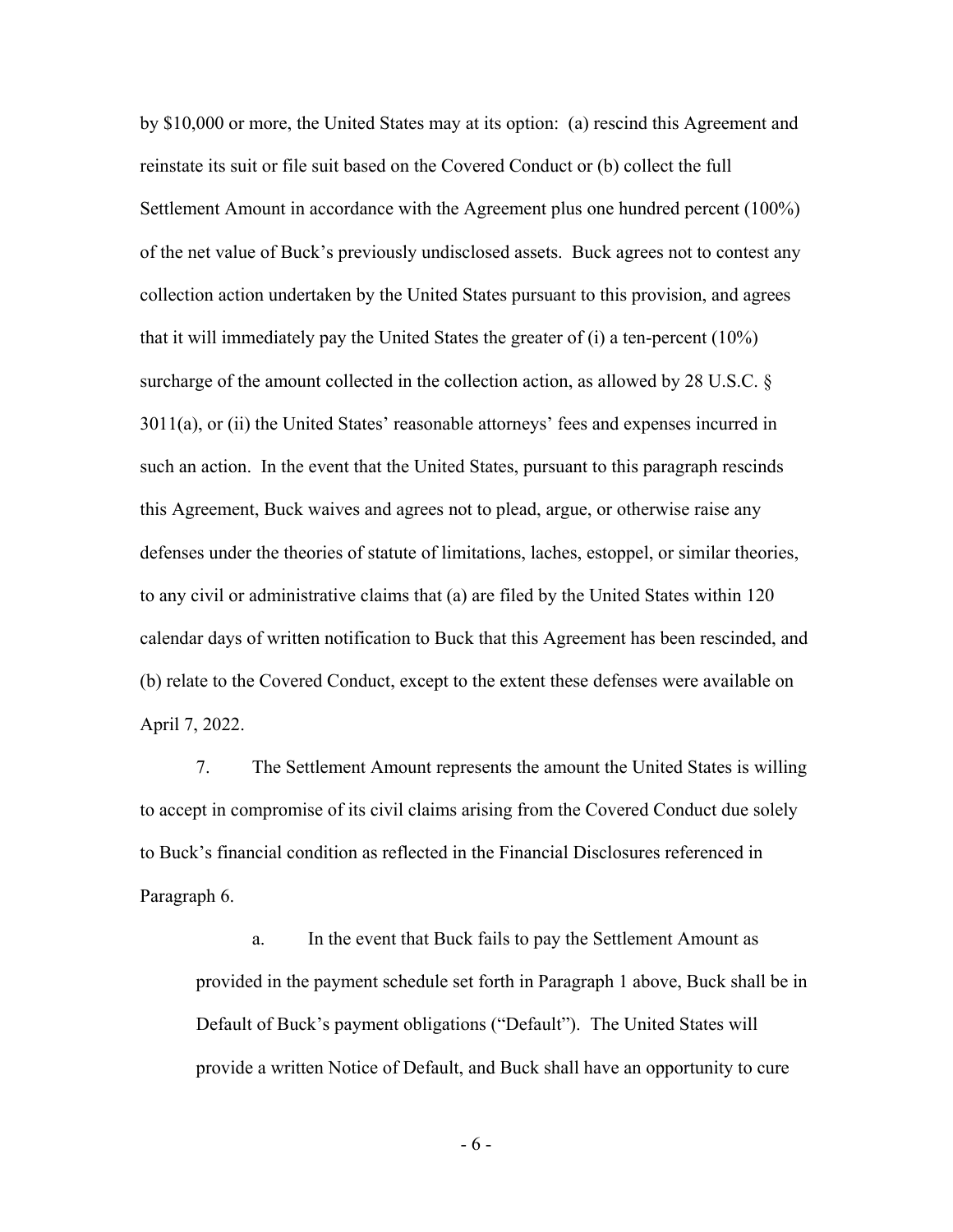by $10,000 or more, the United States may at its option: (a) rescind this Agreement and reinstate its suit or file suit based on the Covered Conduct or (b) collect the full Settlement Amount in accordance with the Agreement plus one hundred percent (100%) of the net value of Buck's previously undisclosed assets. Buck agrees not to contest any collection action undertaken by the United States pursuant to this provision, and agrees that it will immediately pay the United States the greater of (i) a ten-percent (10%) surcharge of the amount collected in the collection action, as allowed by 28 U.S.C. § 3011(a), or (ii) the United States' reasonable attorneys' fees and expenses incurred in such an action. In the event that the United States, pursuant to this paragraph rescinds this Agreement, Buck waives and agrees not to plead, argue, or otherwise raise any defenses under the theories of statute of limitations, laches, estoppel, or similar theories, to any civil or administrative claims that (a) are filed by the United States within 120 calendar days of written notification to Buck that this Agreement has been rescinded, and (b) relate to the Covered Conduct, except to the extent these defenses were available on April 7, 2022.

7. The Settlement Amount represents the amount the United States is willing to accept in compromise of its civil claims arising from the Covered Conduct due solely to Buck's financial condition as reflected in the Financial Disclosures referenced in Paragraph 6.

a. In the event that Buck fails to pay the Settlement Amount as provided in the payment schedule set forth in Paragraph 1 above, Buck shall be in Default of Buck's payment obligations ("Default"). The United States will provide a written Notice of Default, and Buck shall have an opportunity to cure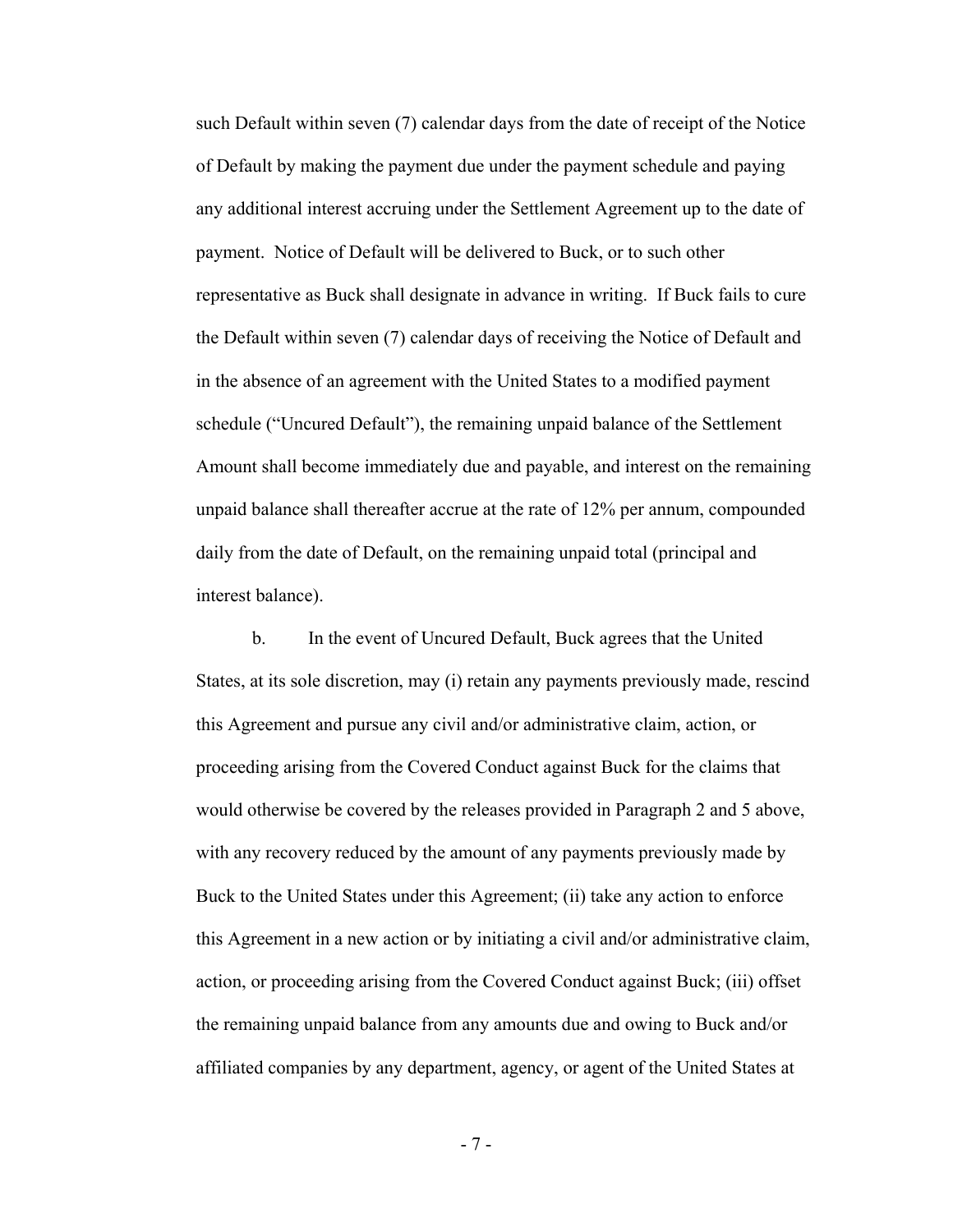such Default within seven (7) calendar days from the date of receipt of the Notice of Default by making the payment due under the payment schedule and paying any additional interest accruing under the Settlement Agreement up to the date of payment. Notice of Default will be delivered to Buck, or to such other representative as Buck shall designate in advance in writing. If Buck fails to cure the Default within seven (7) calendar days of receiving the Notice of Default and in the absence of an agreement with the United States to a modified payment schedule ("Uncured Default"), the remaining unpaid balance of the Settlement Amount shall become immediately due and payable, and interest on the remaining unpaid balance shall thereafter accrue at the rate of 12% per annum, compounded daily from the date of Default, on the remaining unpaid total (principal and interest balance).

b. In the event of Uncured Default, Buck agrees that the United States, at its sole discretion, may (i) retain any payments previously made, rescind this Agreement and pursue any civil and/or administrative claim, action, or proceeding arising from the Covered Conduct against Buck for the claims that would otherwise be covered by the releases provided in Paragraph 2 and 5 above, with any recovery reduced by the amount of any payments previously made by Buck to the United States under this Agreement; (ii) take any action to enforce this Agreement in a new action or by initiating a civil and/or administrative claim, action, or proceeding arising from the Covered Conduct against Buck; (iii) offset the remaining unpaid balance from any amounts due and owing to Buck and/or affiliated companies by any department, agency, or agent of the United States at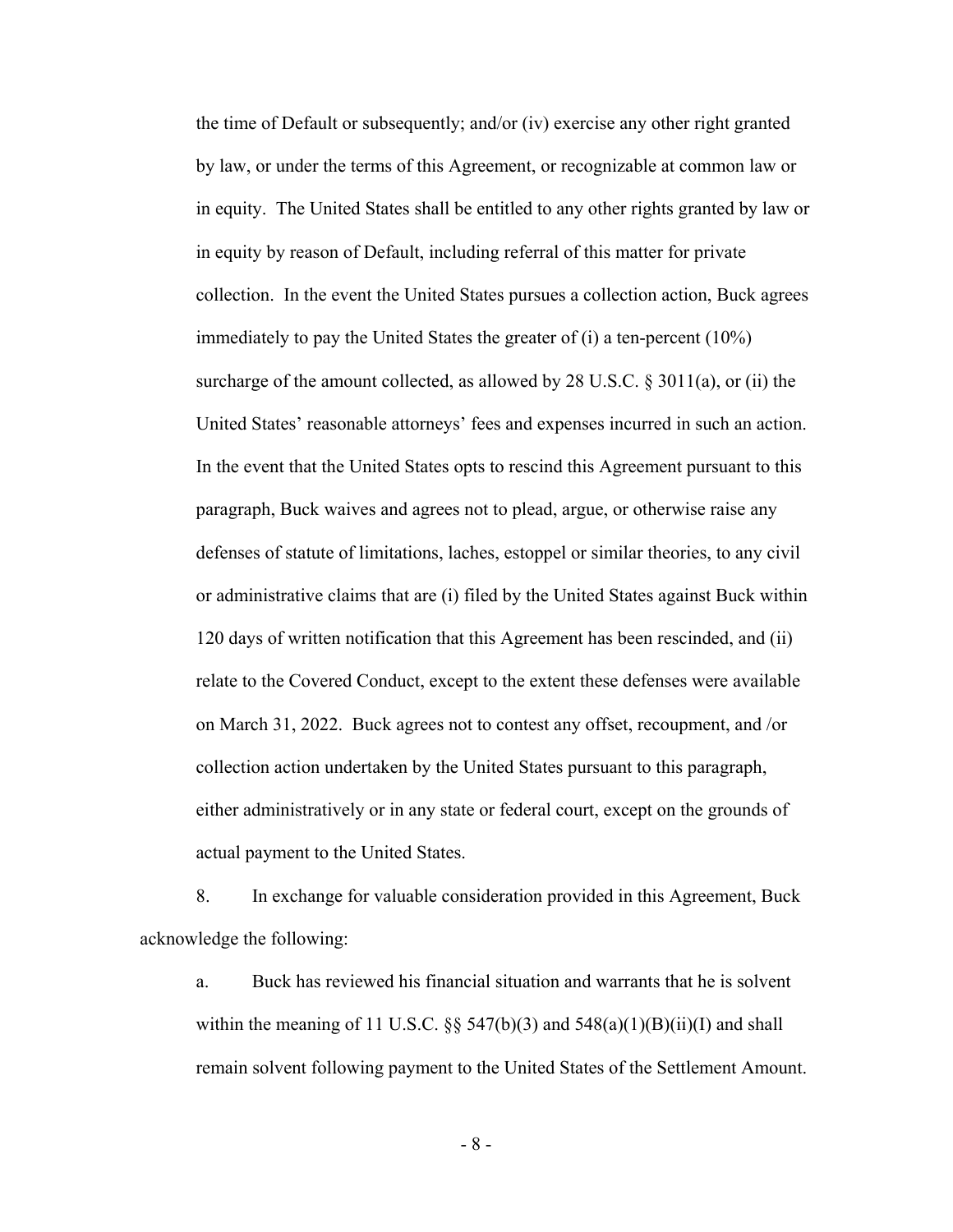the time of Default or subsequently; and/or (iv) exercise any other right granted by law, or under the terms of this Agreement, or recognizable at common law or in equity. The United States shall be entitled to any other rights granted by law or in equity by reason of Default, including referral of this matter for private collection. In the event the United States pursues a collection action, Buck agrees immediately to pay the United States the greater of (i) a ten-percent (10%) surcharge of the amount collected, as allowed by 28 U.S.C. § 3011(a), or (ii) the United States' reasonable attorneys' fees and expenses incurred in such an action. In the event that the United States opts to rescind this Agreement pursuant to this paragraph, Buck waives and agrees not to plead, argue, or otherwise raise any defenses of statute of limitations, laches, estoppel or similar theories, to any civil or administrative claims that are (i) filed by the United States against Buck within 120 days of written notification that this Agreement has been rescinded, and (ii) relate to the Covered Conduct, except to the extent these defenses were available on March 31, 2022. Buck agrees not to contest any offset, recoupment, and /or collection action undertaken by the United States pursuant to this paragraph, either administratively or in any state or federal court, except on the grounds of actual payment to the United States.

8. In exchange for valuable consideration provided in this Agreement, Buck acknowledge the following:

a. Buck has reviewed his financial situation and warrants that he is solvent within the meaning of 11 U.S.C. §§ 547(b)(3) and 548(a)(1)(B)(ii)(I) and shall remain solvent following payment to the United States of the Settlement Amount.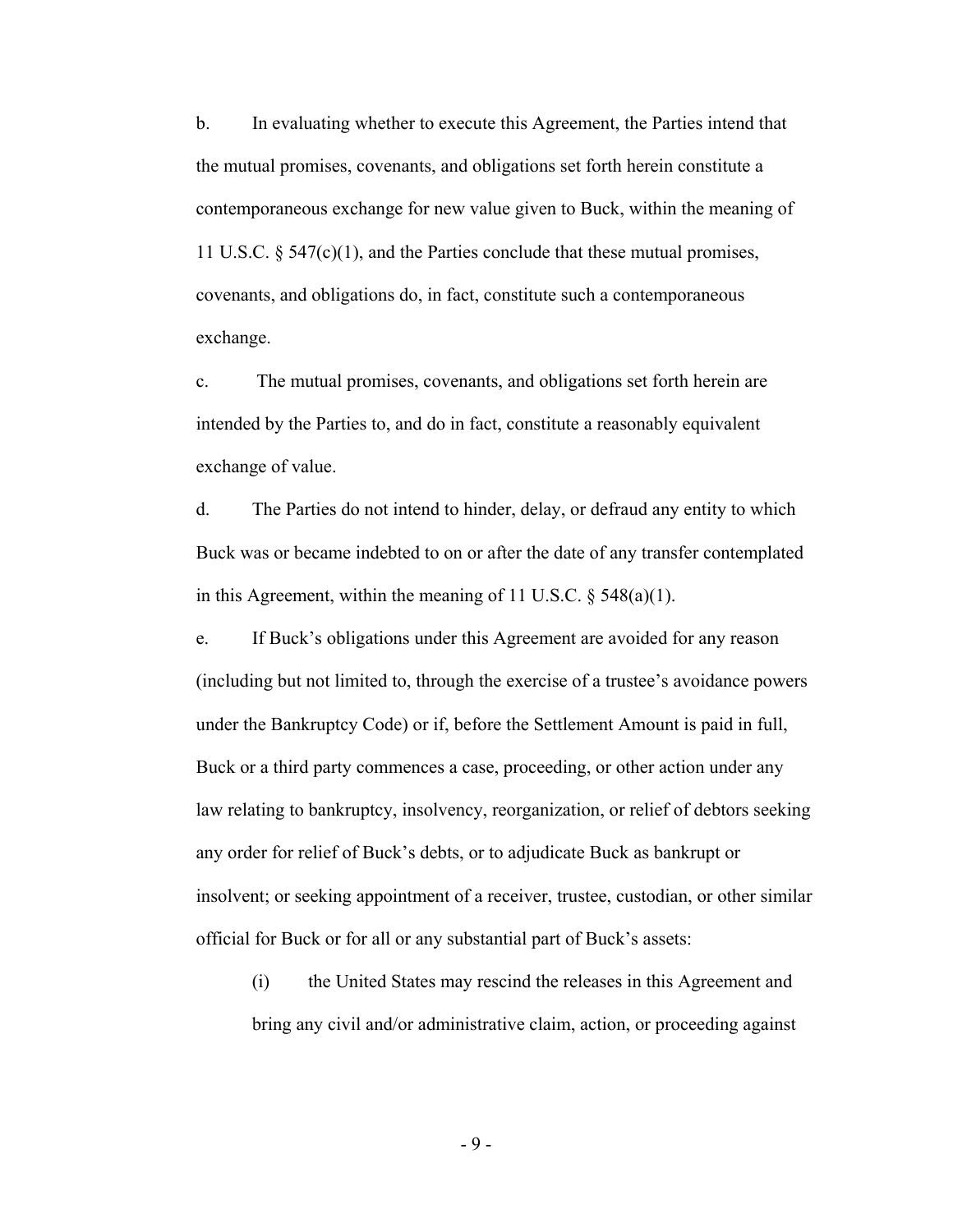b. In evaluating whether to execute this Agreement, the Parties intend that the mutual promises, covenants, and obligations set forth herein constitute a contemporaneous exchange for new value given to Buck, within the meaning of 11 U.S.C. § 547(c)(1), and the Parties conclude that these mutual promises, covenants, and obligations do, in fact, constitute such a contemporaneous exchange.

c. The mutual promises, covenants, and obligations set forth herein are intended by the Parties to, and do in fact, constitute a reasonably equivalent exchange of value.

d. The Parties do not intend to hinder, delay, or defraud any entity to which Buck was or became indebted to on or after the date of any transfer contemplated in this Agreement, within the meaning of 11 U.S.C. § 548(a)(1).

e. If Buck's obligations under this Agreement are avoided for any reason (including but not limited to, through the exercise of a trustee's avoidance powers under the Bankruptcy Code) or if, before the Settlement Amount is paid in full, Buck or a third party commences a case, proceeding, or other action under any law relating to bankruptcy, insolvency, reorganization, or relief of debtors seeking any order for relief of Buck's debts, or to adjudicate Buck as bankrupt or insolvent; or seeking appointment of a receiver, trustee, custodian, or other similar official for Buck or for all or any substantial part of Buck's assets:

(i) the United States may rescind the releases in this Agreement and bring any civil and/or administrative claim, action, or proceeding against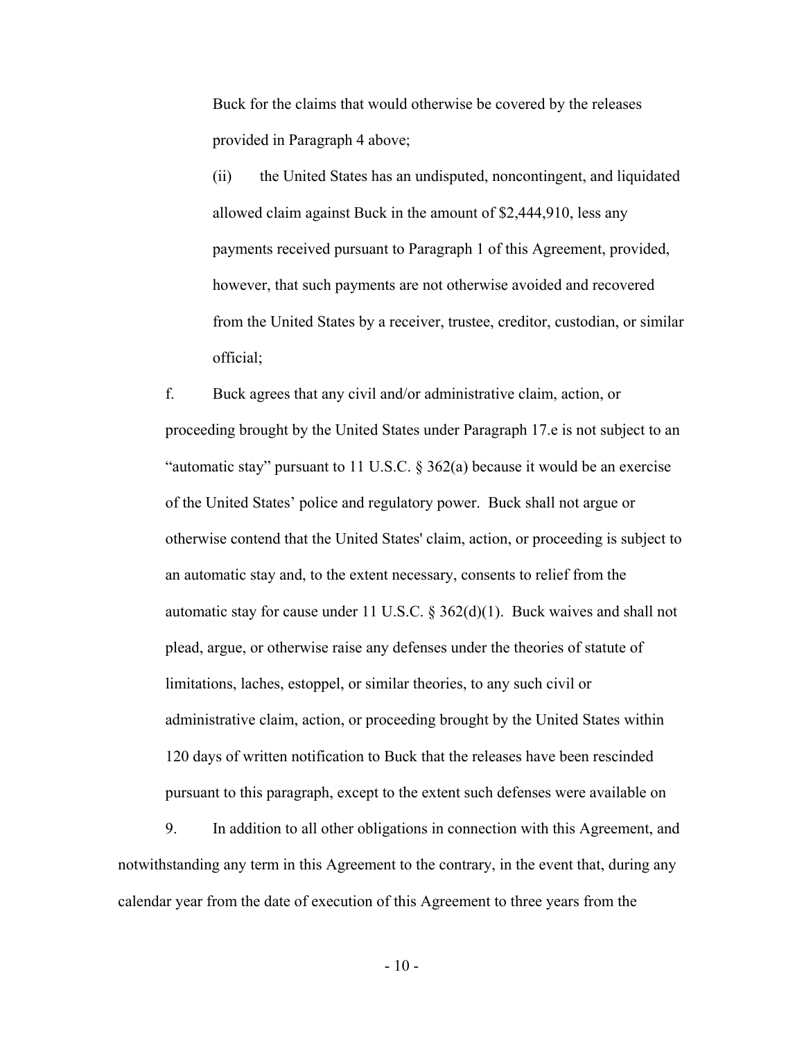Buck for the claims that would otherwise be covered by the releases provided in Paragraph 4 above;

(ii) the United States has an undisputed, noncontingent, and liquidated allowed claim against Buck in the amount of $2,444,910, less any payments received pursuant to Paragraph 1 of this Agreement, provided, however, that such payments are not otherwise avoided and recovered from the United States by a receiver, trustee, creditor, custodian, or similar official;

f. Buck agrees that any civil and/or administrative claim, action, or proceeding brought by the United States under Paragraph 17.e is not subject to an "automatic stay" pursuant to 11 U.S.C. § 362(a) because it would be an exercise of the United States' police and regulatory power. Buck shall not argue or otherwise contend that the United States' claim, action, or proceeding is subject to an automatic stay and, to the extent necessary, consents to relief from the automatic stay for cause under 11 U.S.C. § 362(d)(1). Buck waives and shall not plead, argue, or otherwise raise any defenses under the theories of statute of limitations, laches, estoppel, or similar theories, to any such civil or administrative claim, action, or proceeding brought by the United States within 120 days of written notification to Buck that the releases have been rescinded pursuant to this paragraph, except to the extent such defenses were available on

9. In addition to all other obligations in connection with this Agreement, and notwithstanding any term in this Agreement to the contrary, in the event that, during any calendar year from the date of execution of this Agreement to three years from the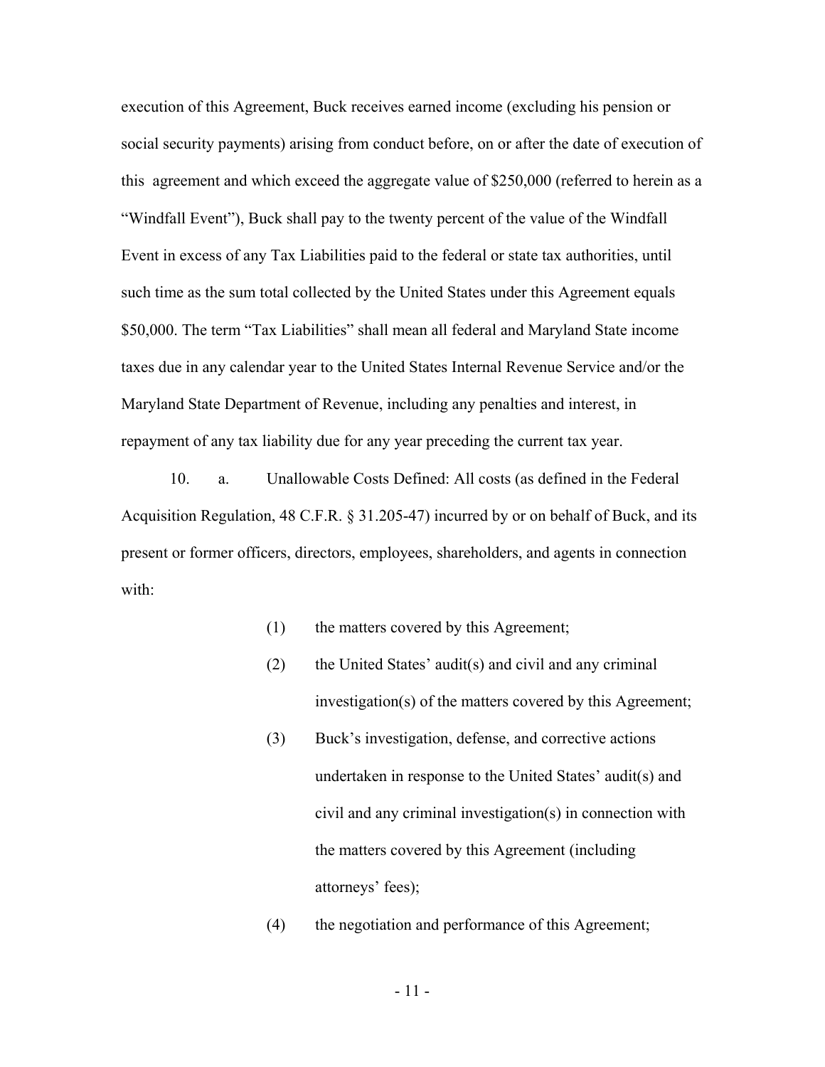execution of this Agreement, Buck receives earned income (excluding his pension or social security payments) arising from conduct before, on or after the date of execution of this agreement and which exceed the aggregate value of $250,000 (referred to herein as a "Windfall Event"), Buck shall pay to the twenty percent of the value of the Windfall Event in excess of any Tax Liabilities paid to the federal or state tax authorities, until such time as the sum total collected by the United States under this Agreement equals $50,000. The term "Tax Liabilities" shall mean all federal and Maryland State income taxes due in any calendar year to the United States Internal Revenue Service and/or the Maryland State Department of Revenue, including any penalties and interest, in repayment of any tax liability due for any year preceding the current tax year.

10. a. Unallowable Costs Defined: All costs (as defined in the Federal Acquisition Regulation, 48 C.F.R. § 31.205-47) incurred by or on behalf of Buck, and its present or former officers, directors, employees, shareholders, and agents in connection with:

(1) the matters covered by this Agreement;

(2) the United States' audit(s) and civil and any criminal investigation(s) of the matters covered by this Agreement;

(3) Buck's investigation, defense, and corrective actions undertaken in response to the United States' audit(s) and civil and any criminal investigation(s) in connection with the matters covered by this Agreement (including attorneys' fees);

(4) the negotiation and performance of this Agreement;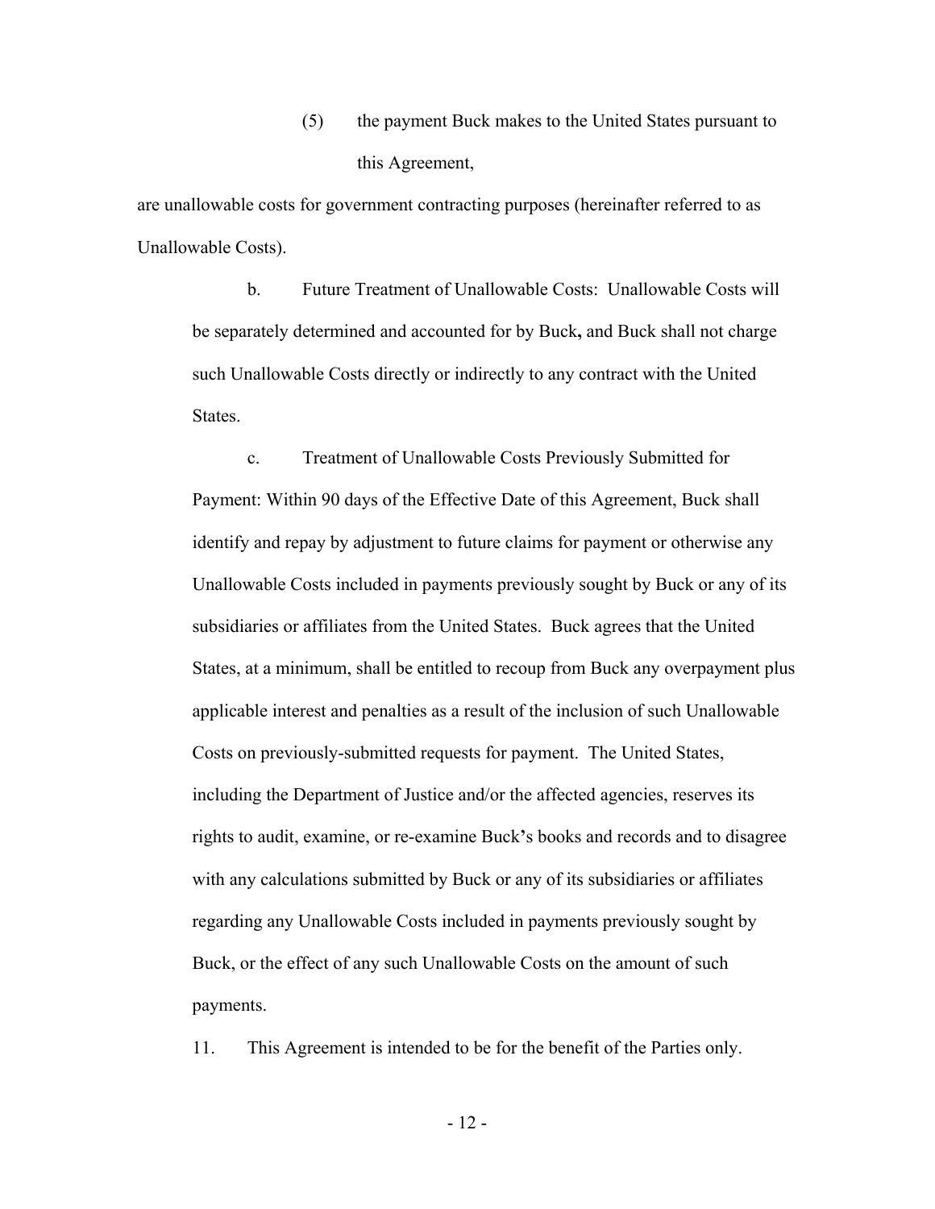(5) the payment Buck makes to the United States pursuant to this Agreement,

are unallowable costs for government contracting purposes (hereinafter referred to as Unallowable Costs).

b. Future Treatment of Unallowable Costs: Unallowable Costs will be separately determined and accounted for by Buck**,** and Buck shall not charge such Unallowable Costs directly or indirectly to any contract with the United States.

c. Treatment of Unallowable Costs Previously Submitted for Payment: Within 90 days of the Effective Date of this Agreement, Buck shall identify and repay by adjustment to future claims for payment or otherwise any Unallowable Costs included in payments previously sought by Buck or any of its subsidiaries or affiliates from the United States. Buck agrees that the United States, at a minimum, shall be entitled to recoup from Buck any overpayment plus applicable interest and penalties as a result of the inclusion of such Unallowable Costs on previously-submitted requests for payment. The United States, including the Department of Justice and/or the affected agencies, reserves its rights to audit, examine, or re-examine Buck**'**s books and records and to disagree with any calculations submitted by Buck or any of its subsidiaries or affiliates regarding any Unallowable Costs included in payments previously sought by Buck, or the effect of any such Unallowable Costs on the amount of such payments.

11. This Agreement is intended to be for the benefit of the Parties only.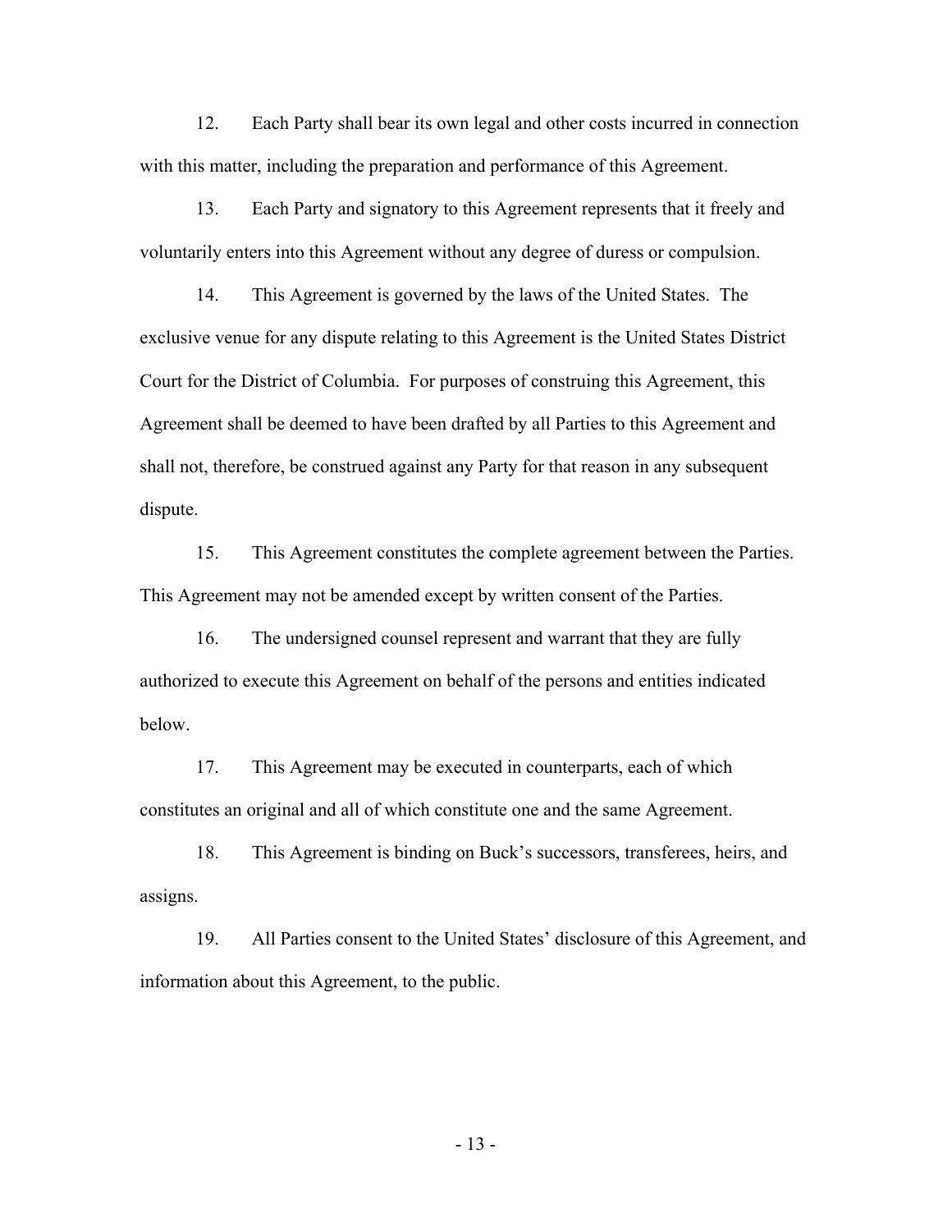12. Each Party shall bear its own legal and other costs incurred in connection with this matter, including the preparation and performance of this Agreement.

13. Each Party and signatory to this Agreement represents that it freely and voluntarily enters into this Agreement without any degree of duress or compulsion.

14. This Agreement is governed by the laws of the United States. The exclusive venue for any dispute relating to this Agreement is the United States District Court for the District of Columbia. For purposes of construing this Agreement, this Agreement shall be deemed to have been drafted by all Parties to this Agreement and shall not, therefore, be construed against any Party for that reason in any subsequent dispute.

15. This Agreement constitutes the complete agreement between the Parties. This Agreement may not be amended except by written consent of the Parties.

16. The undersigned counsel represent and warrant that they are fully authorized to execute this Agreement on behalf of the persons and entities indicated below.

17. This Agreement may be executed in counterparts, each of which constitutes an original and all of which constitute one and the same Agreement.

18. This Agreement is binding on Buck's successors, transferees, heirs, and assigns.

19. All Parties consent to the United States' disclosure of this Agreement, and information about this Agreement, to the public.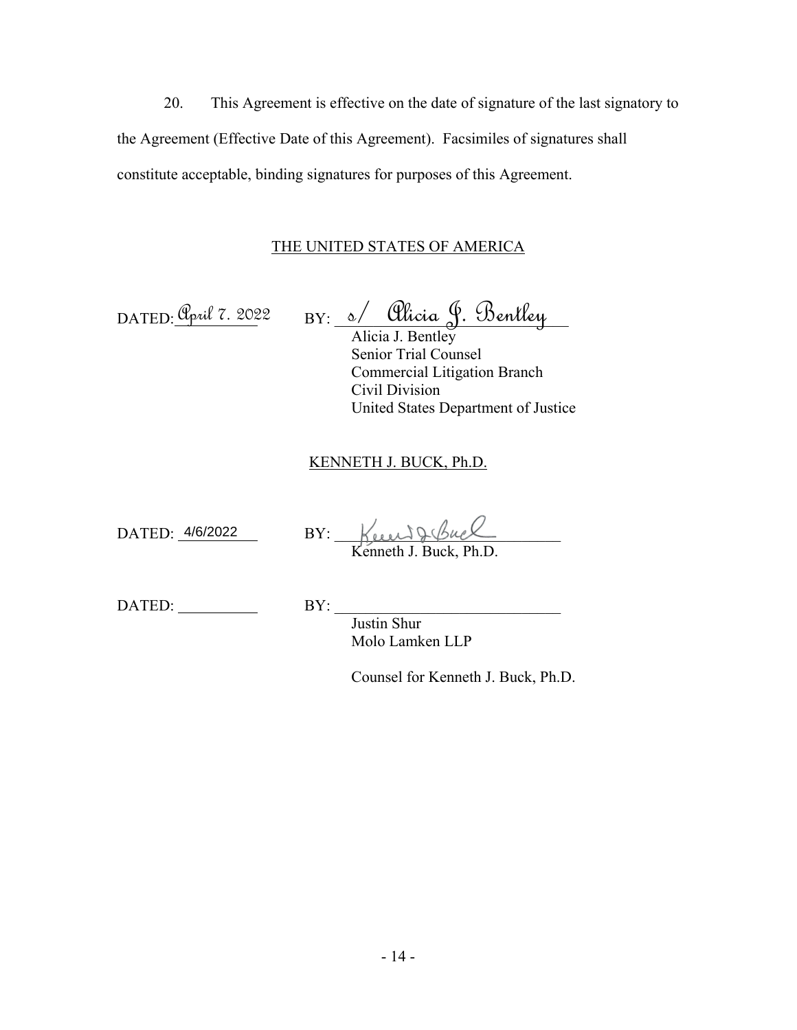20. This Agreement is effective on the date of signature of the last signatory to the Agreement (Effective Date of this Agreement). Facsimiles of signatures shall constitute acceptable, binding signatures for purposes of this Agreement.

THE UNITED STATES OF AMERICA

DATED: April 7. 2022 BY: s/ Alicia J. Bentley
Alicia J. Bentley
Senior Trial Counsel
Commercial Litigation Branch
Civil Division
United States Department of Justice

KENNETH J. BUCK, Ph.D.

DATED: 4/6/2022 BY: Kenneth J. Buck
Kenneth J. Buck, Ph.D.

DATED: __________ BY: ____________________________
Justin Shur
Molo Lamken LLP

Counsel for Kenneth J. Buck, Ph.D.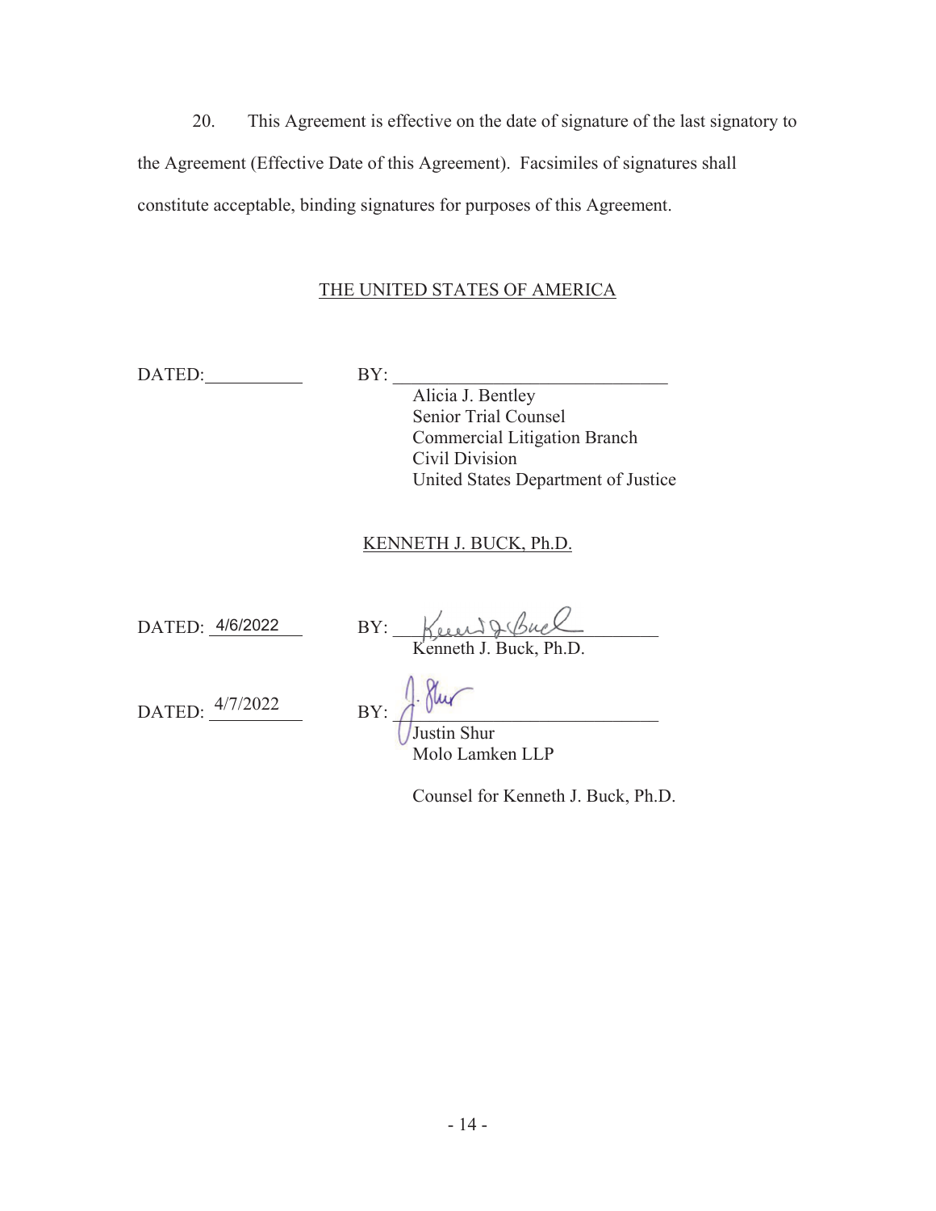20. This Agreement is effective on the date of signature of the last signatory to the Agreement (Effective Date of this Agreement). Facsimiles of signatures shall constitute acceptable, binding signatures for purposes of this Agreement.

THE UNITED STATES OF AMERICA

DATED:__________ BY: ______________________________

Alicia J. Bentley
Senior Trial Counsel
Commercial Litigation Branch
Civil Division
United States Department of Justice

KENNETH J. BUCK, Ph.D.

DATED: 4/6/2022 BY: ______________________________

Kenneth J. Buck, Ph.D.

DATED: 4/7/2022 BY: ______________________________

Justin Shur
Molo Lamken LLP

Counsel for Kenneth J. Buck, Ph.D.